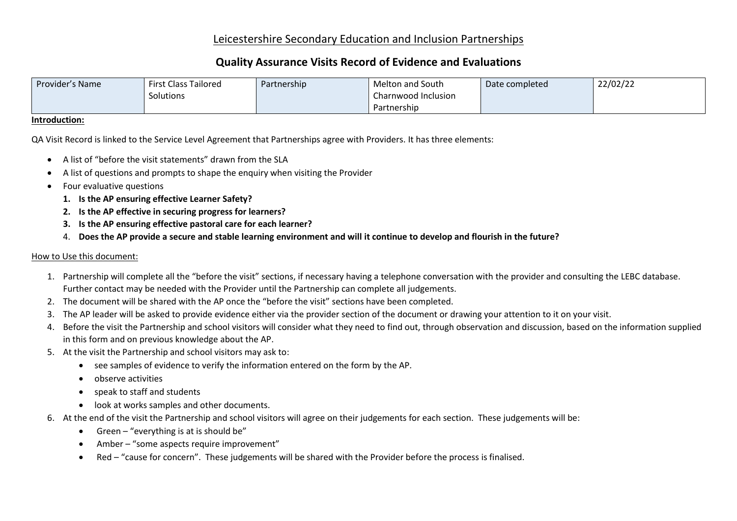# Leicestershire Secondary Education and Inclusion Partnerships

## Quality Assurance Visits Record of Evidence and Evaluations

| Provider's Name | First Class Tailored Solutions | Partnership | Melton and South Charnwood Inclusion Partnership | Date completed | 22/02/22 |
|---|---|---|---|---|---|

**Introduction:**

QA Visit Record is linked to the Service Level Agreement that Partnerships agree with Providers. It has three elements:

- A list of "before the visit statements" drawn from the SLA
- A list of questions and prompts to shape the enquiry when visiting the Provider
- Four evaluative questions
  1. **Is the AP ensuring effective Learner Safety?**
  2. **Is the AP effective in securing progress for learners?**
  3. **Is the AP ensuring effective pastoral care for each learner?**
  4. **Does the AP provide a secure and stable learning environment and will it continue to develop and flourish in the future?**

How to Use this document:

1. Partnership will complete all the "before the visit" sections, if necessary having a telephone conversation with the provider and consulting the LEBC database. Further contact may be needed with the Provider until the Partnership can complete all judgements.
2. The document will be shared with the AP once the "before the visit" sections have been completed.
3. The AP leader will be asked to provide evidence either via the provider section of the document or drawing your attention to it on your visit.
4. Before the visit the Partnership and school visitors will consider what they need to find out, through observation and discussion, based on the information supplied in this form and on previous knowledge about the AP.
5. At the visit the Partnership and school visitors may ask to:
   - see samples of evidence to verify the information entered on the form by the AP.
   - observe activities
   - speak to staff and students
   - look at works samples and other documents.
6. At the end of the visit the Partnership and school visitors will agree on their judgements for each section. These judgements will be:
   - Green – "everything is at is should be"
   - Amber – "some aspects require improvement"
   - Red – "cause for concern". These judgements will be shared with the Provider before the process is finalised.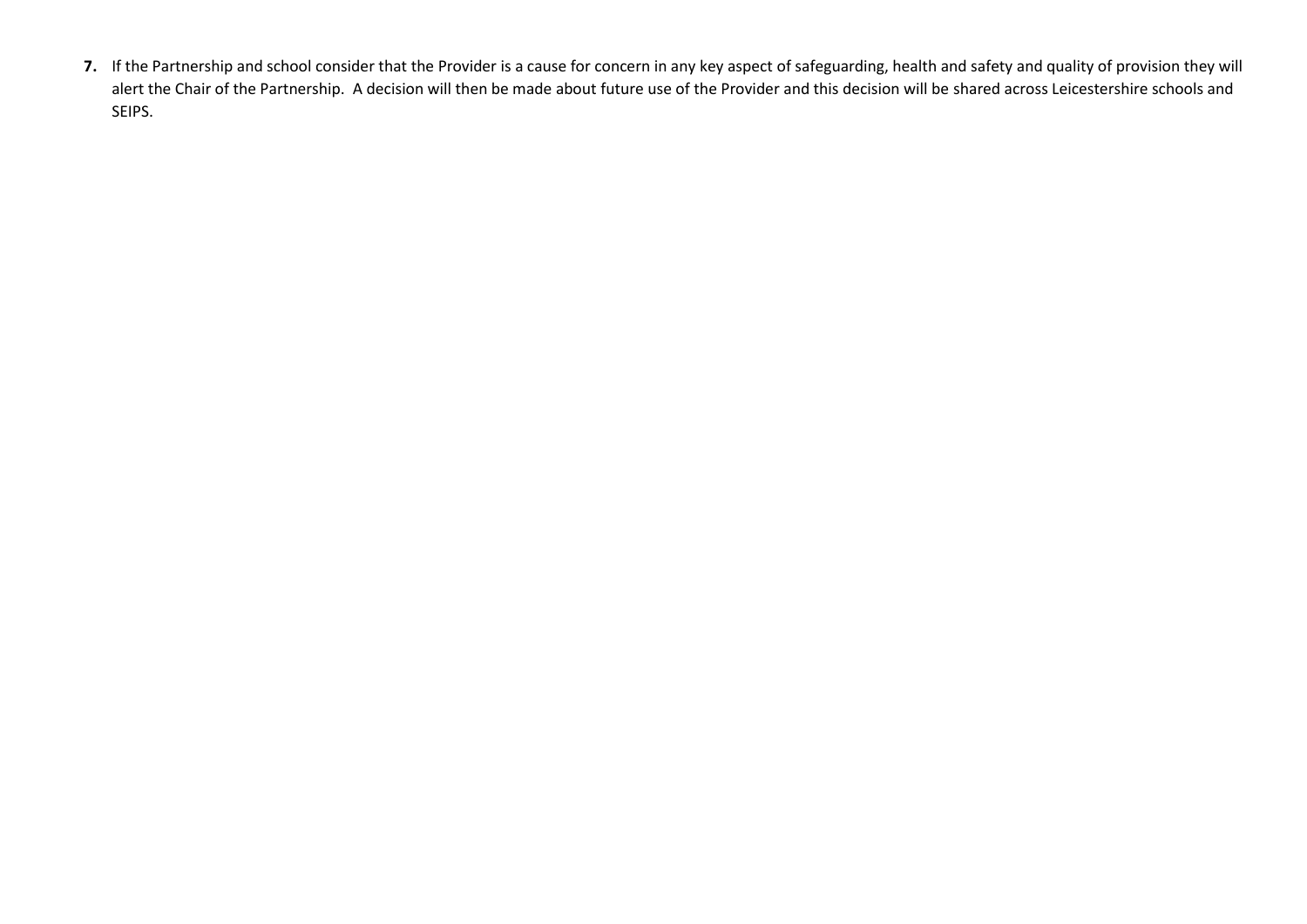**7.** If the Partnership and school consider that the Provider is a cause for concern in any key aspect of safeguarding, health and safety and quality of provision they will alert the Chair of the Partnership. A decision will then be made about future use of the Provider and this decision will be shared across Leicestershire schools and SEIPS.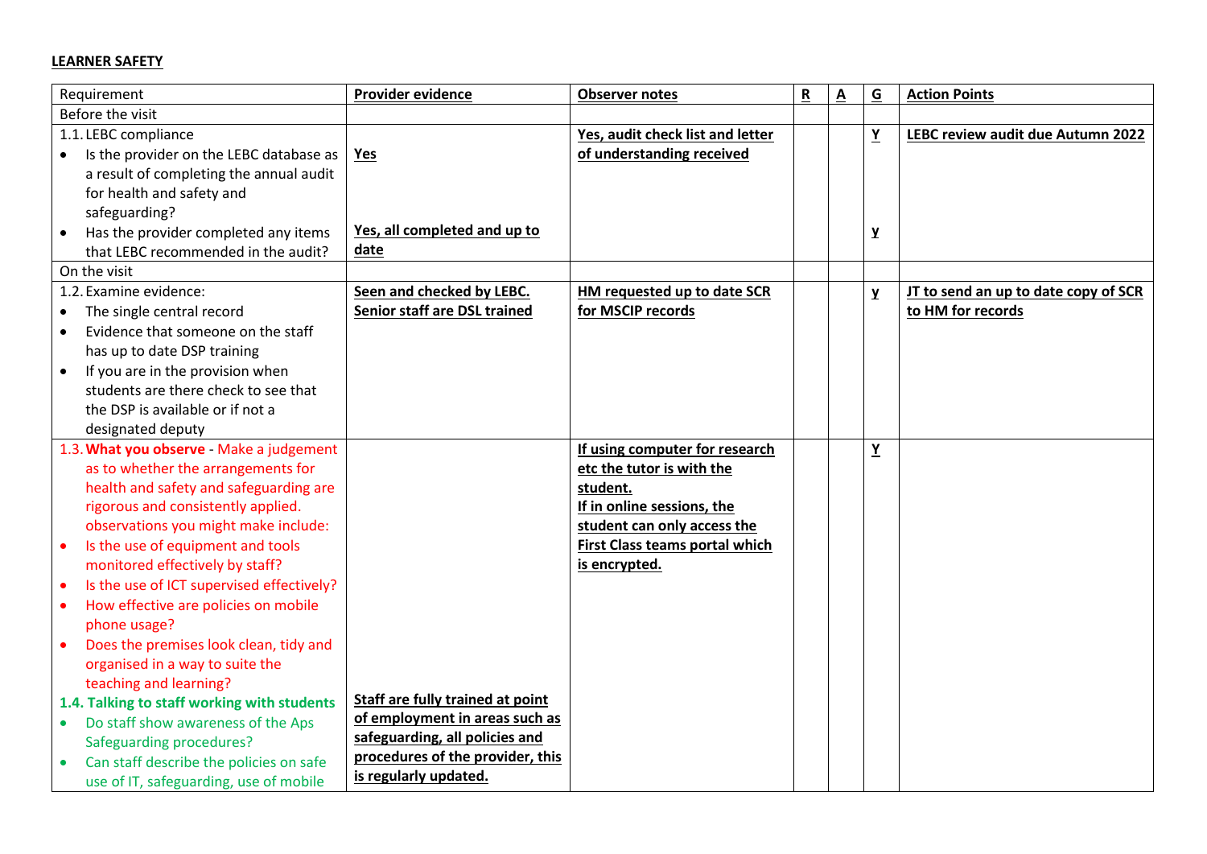**LEARNER SAFETY**

| Requirement | **Provider evidence** | **Observer notes** | **R** | **A** | **G** | **Action Points** |
|---|---|---|---|---|---|---|
| Before the visit | | | | | | |
| 1.1. LEBC compliance<br>• Is the provider on the LEBC database as a result of completing the annual audit for health and safety and safeguarding?<br>• Has the provider completed any items that LEBC recommended in the audit? | **Yes**<br><br>**Yes, all completed and up to date** | **Yes, audit check list and letter of understanding received** | | | **Y**<br><br>**y** | **LEBC review audit due Autumn 2022** |
| On the visit | | | | | | |
| 1.2. Examine evidence:<br>• The single central record<br>• Evidence that someone on the staff has up to date DSP training<br>• If you are in the provision when students are there check to see that the DSP is available or if not a designated deputy | **Seen and checked by LEBC. Senior staff are DSL trained** | **HM requested up to date SCR for MSCIP records** | | | **y** | **JT to send an up to date copy of SCR to HM for records** |
| 1.3. **What you observe** - Make a judgement as to whether the arrangements for health and safety and safeguarding are rigorous and consistently applied. observations you might make include:<br>• Is the use of equipment and tools monitored effectively by staff?<br>• Is the use of ICT supervised effectively?<br>• How effective are policies on mobile phone usage?<br>• Does the premises look clean, tidy and organised in a way to suite the teaching and learning?<br>**1.4. Talking to staff working with students**<br>• Do staff show awareness of the Aps Safeguarding procedures?<br>• Can staff describe the policies on safe use of IT, safeguarding, use of mobile | **Staff are fully trained at point of employment in areas such as safeguarding, all policies and procedures of the provider, this is regularly updated.** | **If using computer for research etc the tutor is with the student.**<br>**If in online sessions, the student can only access the First Class teams portal which is encrypted.** | | | **Y** | |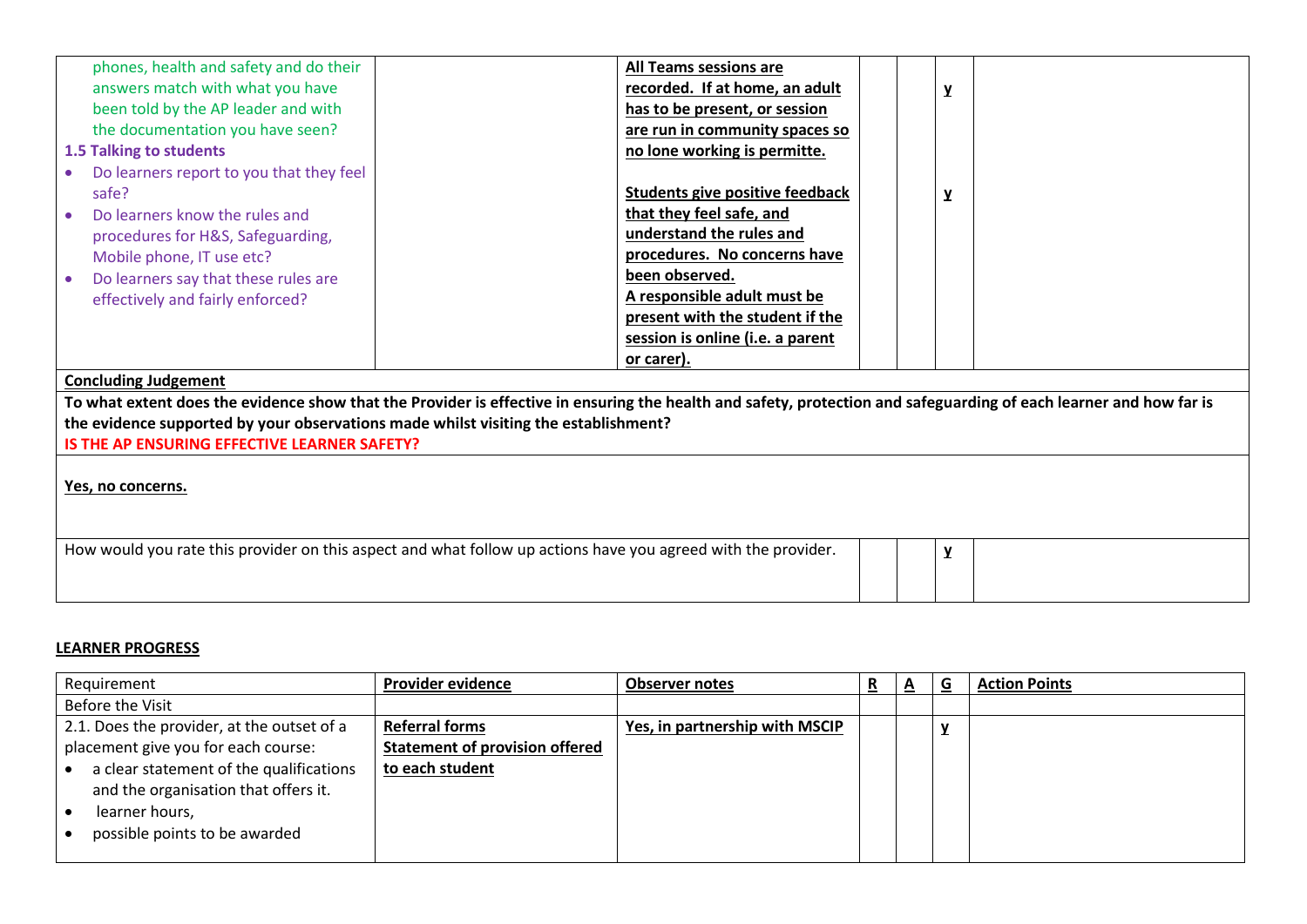| | | | | | | |
|---|---|---|---|---|---|---|
| phones, health and safety and do their answers match with what you have been told by the AP leader and with the documentation you have seen?<br>**1.5 Talking to students**<br>• Do learners report to you that they feel safe?<br>• Do learners know the rules and procedures for H&S, Safeguarding, Mobile phone, IT use etc?<br>• Do learners say that these rules are effectively and fairly enforced? | | **All Teams sessions are recorded. If at home, an adult has to be present, or session are run in community spaces so no lone working is permitte.**<br><br>**Students give positive feedback that they feel safe, and understand the rules and procedures. No concerns have been observed.**<br>**A responsible adult must be present with the student if the session is online (i.e. a parent or carer).** | | | **y**<br><br><br><br>**y** | |

**Concluding Judgement**

**To what extent does the evidence show that the Provider is effective in ensuring the health and safety, protection and safeguarding of each learner and how far is the evidence supported by your observations made whilst visiting the establishment?**

**IS THE AP ENSURING EFFECTIVE LEARNER SAFETY?**

**Yes, no concerns.**

| | | | | |
|---|---|---|---|---|
| How would you rate this provider on this aspect and what follow up actions have you agreed with the provider. | | | **y** | |

**LEARNER PROGRESS**

| Requirement | **Provider evidence** | **Observer notes** | **R** | **A** | **G** | **Action Points** |
|---|---|---|---|---|---|---|
| Before the Visit | | | | | | |
| 2.1. Does the provider, at the outset of a placement give you for each course:<br>• a clear statement of the qualifications and the organisation that offers it.<br>• learner hours,<br>• possible points to be awarded | **Referral forms**<br>**Statement of provision offered to each student** | **Yes, in partnership with MSCIP** | | | **y** | |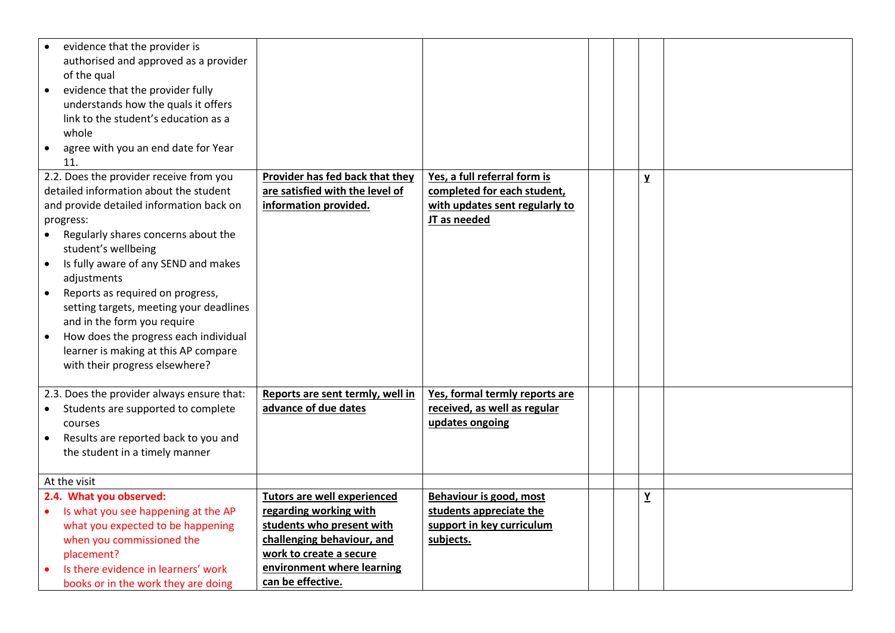| | | | | | | |
|---|---|---|---|---|---|---|
| • evidence that the provider is authorised and approved as a provider of the qual<br>• evidence that the provider fully understands how the quals it offers link to the student's education as a whole<br>• agree with you an end date for Year 11. | | | | | | |
| 2.2. Does the provider receive from you detailed information about the student and provide detailed information back on progress:<br>• Regularly shares concerns about the student's wellbeing<br>• Is fully aware of any SEND and makes adjustments<br>• Reports as required on progress, setting targets, meeting your deadlines and in the form you require<br>• How does the progress each individual learner is making at this AP compare with their progress elsewhere? | **Provider has fed back that they are satisfied with the level of information provided.** | **Yes, a full referral form is completed for each student, with updates sent regularly to JT as needed** | | | **y** | |
| 2.3. Does the provider always ensure that:<br>• Students are supported to complete courses<br>• Results are reported back to you and the student in a timely manner | **Reports are sent termly, well in advance of due dates** | **Yes, formal termly reports are received, as well as regular updates ongoing** | | | | |
| At the visit | | | | | | |
| **2.4. What you observed:**<br>• Is what you see happening at the AP what you expected to be happening when you commissioned the placement?<br>• Is there evidence in learners' work books or in the work they are doing | **Tutors are well experienced regarding working with students who present with challenging behaviour, and work to create a secure environment where learning can be effective.** | **Behaviour is good, most students appreciate the support in key curriculum subjects.** | | | **Y** | |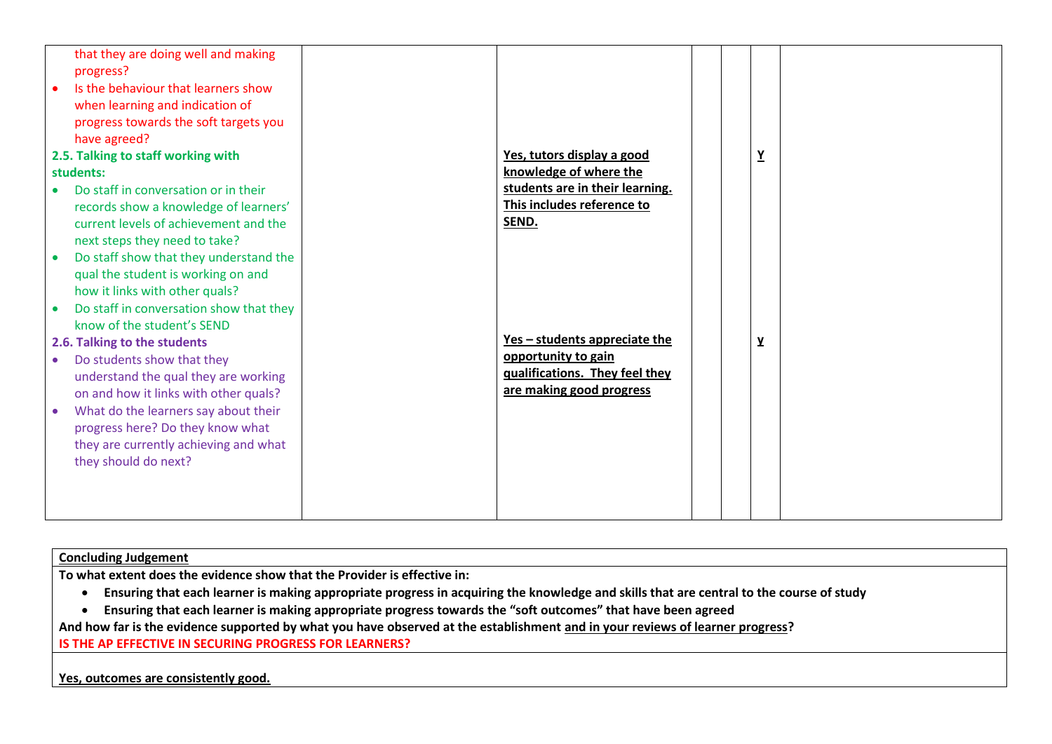| | | | | | | |
|---|---|---|---|---|---|---|
| that they are doing well and making progress?<br>• Is the behaviour that learners show when learning and indication of progress towards the soft targets you have agreed? | | | | | | |
| **2.5. Talking to staff working with students:**<br>• Do staff in conversation or in their records show a knowledge of learners' current levels of achievement and the next steps they need to take?<br>• Do staff show that they understand the qual the student is working on and how it links with other quals?<br>• Do staff in conversation show that they know of the student's SEND | | **Yes, tutors display a good knowledge of where the students are in their learning. This includes reference to SEND.** | | | **Y** | |
| **2.6. Talking to the students**<br>• Do students show that they understand the qual they are working on and how it links with other quals?<br>• What do the learners say about their progress here? Do they know what they are currently achieving and what they should do next? | | **Yes – students appreciate the opportunity to gain qualifications. They feel they are making good progress** | | | **y** | |

| **Concluding Judgement** |
|---|
| **To what extent does the evidence show that the Provider is effective in:**<br>• **Ensuring that each learner is making appropriate progress in acquiring the knowledge and skills that are central to the course of study**<br>• **Ensuring that each learner is making appropriate progress towards the "soft outcomes" that have been agreed**<br>**And how far is the evidence supported by what you have observed at the establishment and in your reviews of learner progress?**<br>**IS THE AP EFFECTIVE IN SECURING PROGRESS FOR LEARNERS?** |
| **Yes, outcomes are consistently good.** |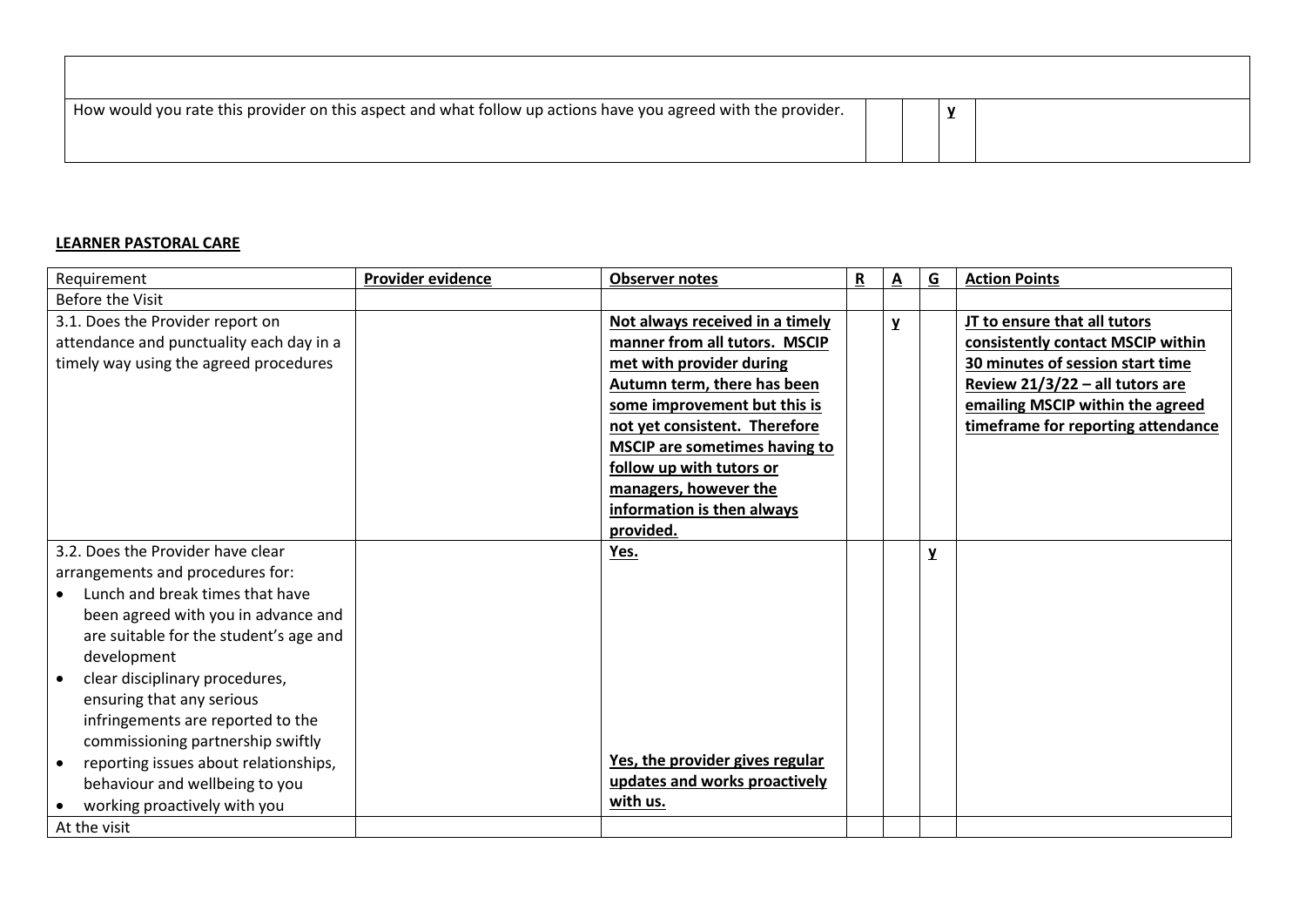| | | | | |
|---|---|---|---|---|
| | | | | |
| How would you rate this provider on this aspect and what follow up actions have you agreed with the provider. | | | **y** | |

**LEARNER PASTORAL CARE**

| Requirement | **Provider evidence** | **Observer notes** | **R** | **A** | **G** | **Action Points** |
|---|---|---|---|---|---|---|
| Before the Visit | | | | | | |
| 3.1. Does the Provider report on attendance and punctuality each day in a timely way using the agreed procedures | | **Not always received in a timely manner from all tutors. MSCIP met with provider during Autumn term, there has been some improvement but this is not yet consistent. Therefore MSCIP are sometimes having to follow up with tutors or managers, however the information is then always provided.** | | **y** | | **JT to ensure that all tutors consistently contact MSCIP within 30 minutes of session start time Review 21/3/22 – all tutors are emailing MSCIP within the agreed timeframe for reporting attendance** |
| 3.2. Does the Provider have clear arrangements and procedures for:<br>• Lunch and break times that have been agreed with you in advance and are suitable for the student's age and development<br>• clear disciplinary procedures, ensuring that any serious infringements are reported to the commissioning partnership swiftly<br>• reporting issues about relationships, behaviour and wellbeing to you<br>• working proactively with you | | **Yes.**<br><br>**Yes, the provider gives regular updates and works proactively with us.** | | | **y** | |
| At the visit | | | | | | |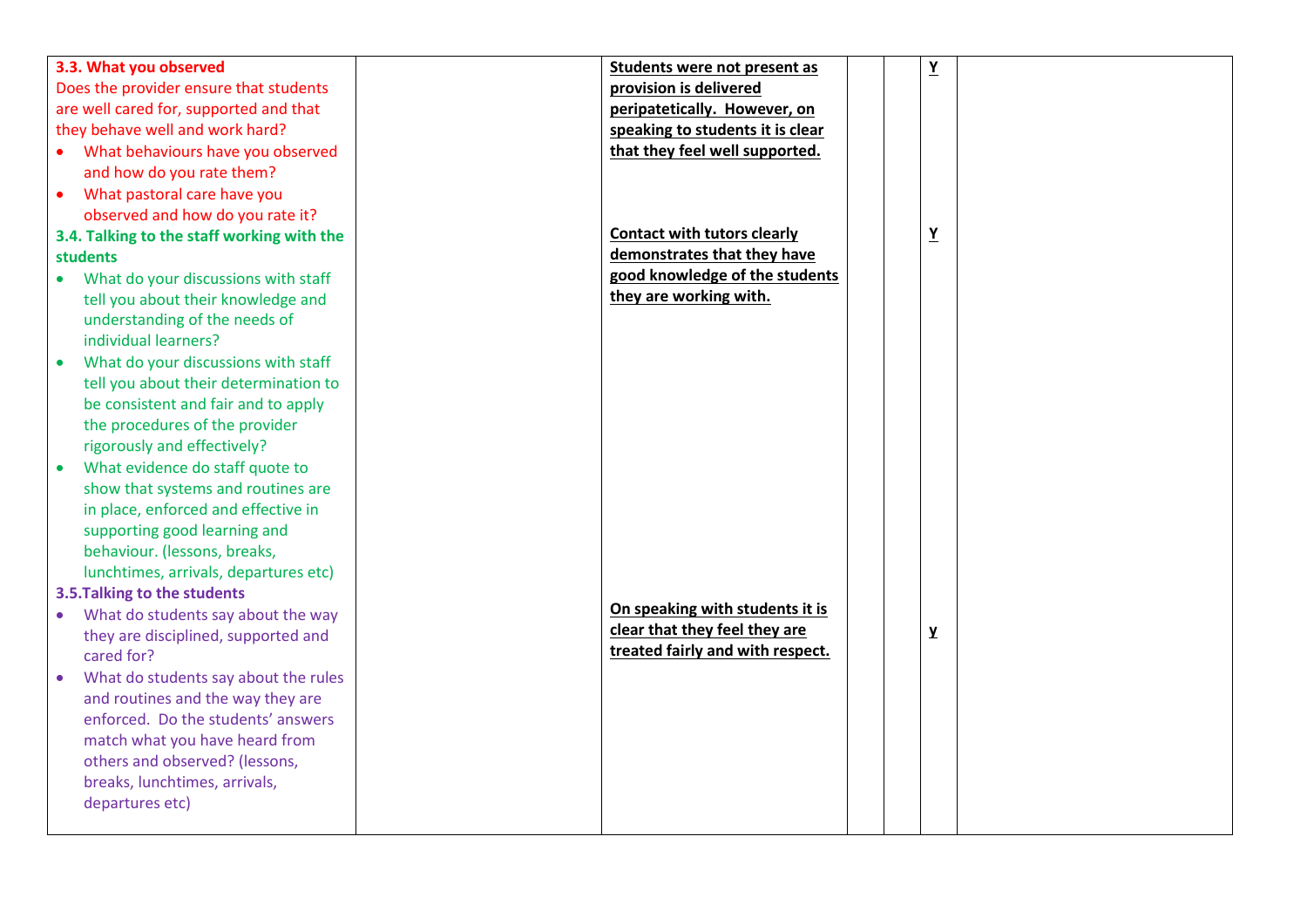| **3.3. What you observed**<br>Does the provider ensure that students are well cared for, supported and that they behave well and work hard?<br>• What behaviours have you observed and how do you rate them?<br>• What pastoral care have you observed and how do you rate it? | | **Students were not present as provision is delivered peripatetically. However, on speaking to students it is clear that they feel well supported.** | | | **Y** | |
|---|---|---|---|---|---|---|
| **3.4. Talking to the staff working with the students**<br>• What do your discussions with staff tell you about their knowledge and understanding of the needs of individual learners?<br>• What do your discussions with staff tell you about their determination to be consistent and fair and to apply the procedures of the provider rigorously and effectively?<br>• What evidence do staff quote to show that systems and routines are in place, enforced and effective in supporting good learning and behaviour. (lessons, breaks, lunchtimes, arrivals, departures etc) | | **Contact with tutors clearly demonstrates that they have good knowledge of the students they are working with.** | | | **Y** | |
| **3.5.Talking to the students**<br>• What do students say about the way they are disciplined, supported and cared for?<br>• What do students say about the rules and routines and the way they are enforced. Do the students' answers match what you have heard from others and observed? (lessons, breaks, lunchtimes, arrivals, departures etc) | | **On speaking with students it is clear that they feel they are treated fairly and with respect.** | | | **y** | |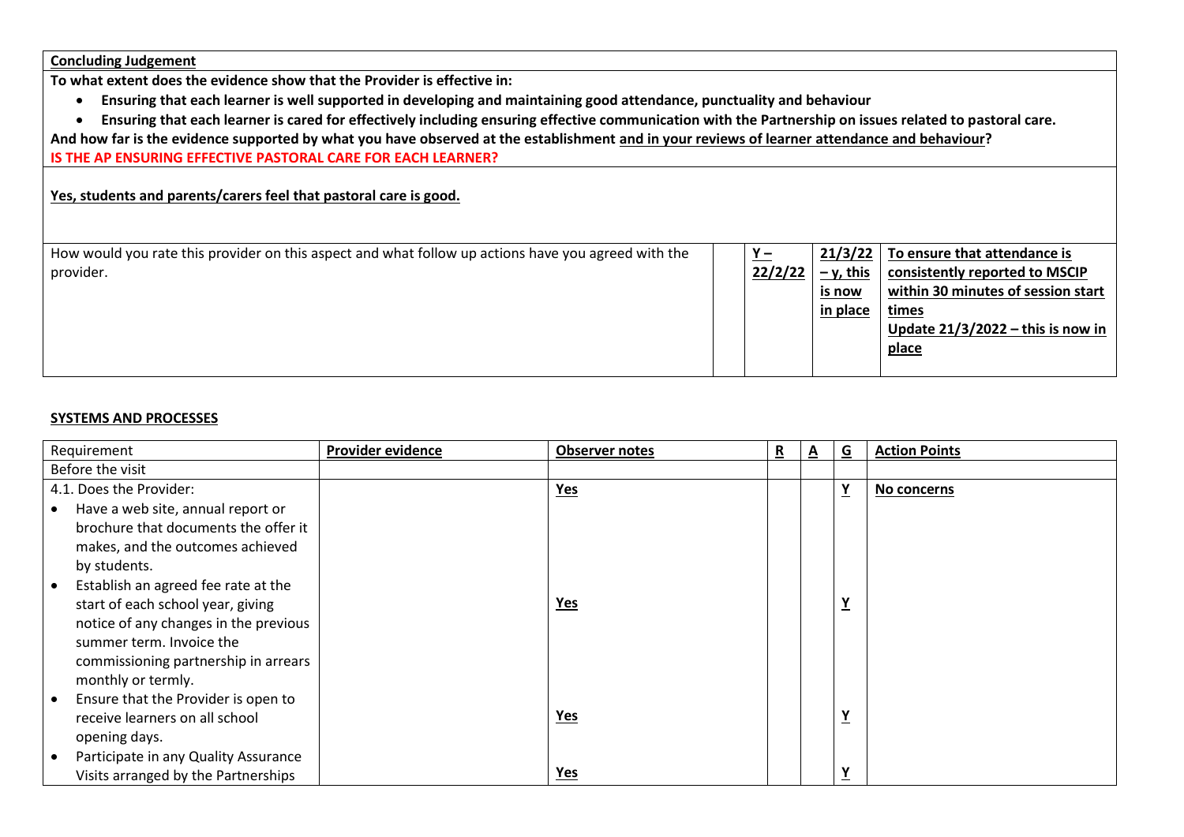| **Concluding Judgement** | | | | |
|---|---|---|---|---|
| **To what extent does the evidence show that the Provider is effective in:**<br>• **Ensuring that each learner is well supported in developing and maintaining good attendance, punctuality and behaviour**<br>• **Ensuring that each learner is cared for effectively including ensuring effective communication with the Partnership on issues related to pastoral care.**<br>**And how far is the evidence supported by what you have observed at the establishment and in your reviews of learner attendance and behaviour?**<br>**IS THE AP ENSURING EFFECTIVE PASTORAL CARE FOR EACH LEARNER?** | | | | |
| **Yes, students and parents/carers feel that pastoral care is good.** | | | | |
| How would you rate this provider on this aspect and what follow up actions have you agreed with the provider. | | **Y – 22/2/22** | **21/3/22 – y, this is now in place** | **To ensure that attendance is consistently reported to MSCIP within 30 minutes of session start times**<br>**Update 21/3/2022 – this is now in place** |

## SYSTEMS AND PROCESSES

| Requirement | **Provider evidence** | **Observer notes** | **R** | **A** | **G** | **Action Points** |
|---|---|---|---|---|---|---|
| Before the visit | | | | | | |
| 4.1. Does the Provider:<br>• Have a web site, annual report or brochure that documents the offer it makes, and the outcomes achieved by students. | | **Yes** | | | **Y** | **No concerns** |
| • Establish an agreed fee rate at the start of each school year, giving notice of any changes in the previous summer term. Invoice the commissioning partnership in arrears monthly or termly. | | **Yes** | | | **Y** | |
| • Ensure that the Provider is open to receive learners on all school opening days. | | **Yes** | | | **Y** | |
| • Participate in any Quality Assurance Visits arranged by the Partnerships | | **Yes** | | | **Y** | |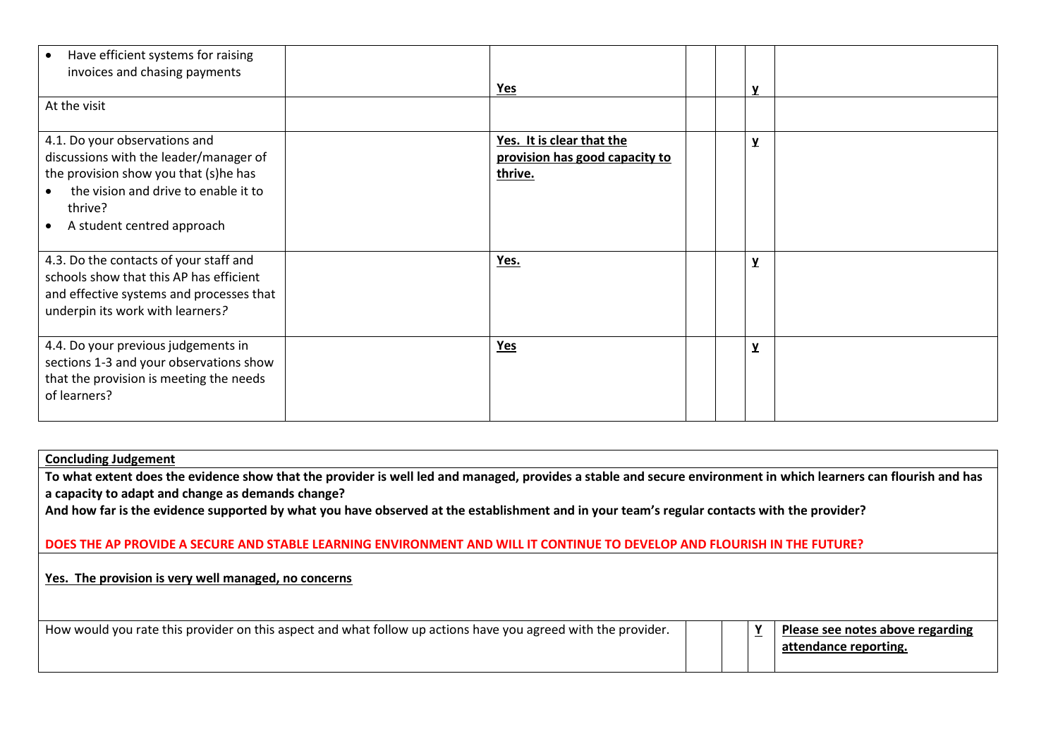| | | | | | | |
|---|---|---|---|---|---|---|
| • Have efficient systems for raising invoices and chasing payments | | **Yes** | | | **y** | |
| At the visit | | | | | | |
| 4.1. Do your observations and discussions with the leader/manager of the provision show you that (s)he has<br>• the vision and drive to enable it to thrive?<br>• A student centred approach | | **Yes. It is clear that the provision has good capacity to thrive.** | | | **y** | |
| 4.3. Do the contacts of your staff and schools show that this AP has efficient and effective systems and processes that underpin its work with learners? | | **Yes.** | | | **y** | |
| 4.4. Do your previous judgements in sections 1-3 and your observations show that the provision is meeting the needs of learners? | | **Yes** | | | **y** | |

| | | | | |
|---|---|---|---|---|
| **Concluding Judgement** | | | | |
| **To what extent does the evidence show that the provider is well led and managed, provides a stable and secure environment in which learners can flourish and has a capacity to adapt and change as demands change?**<br>**And how far is the evidence supported by what you have observed at the establishment and in your team's regular contacts with the provider?**<br><br>**DOES THE AP PROVIDE A SECURE AND STABLE LEARNING ENVIRONMENT AND WILL IT CONTINUE TO DEVELOP AND FLOURISH IN THE FUTURE?** | | | | |
| **Yes. The provision is very well managed, no concerns** | | | | |
| How would you rate this provider on this aspect and what follow up actions have you agreed with the provider. | | | **Y** | **Please see notes above regarding attendance reporting.** |